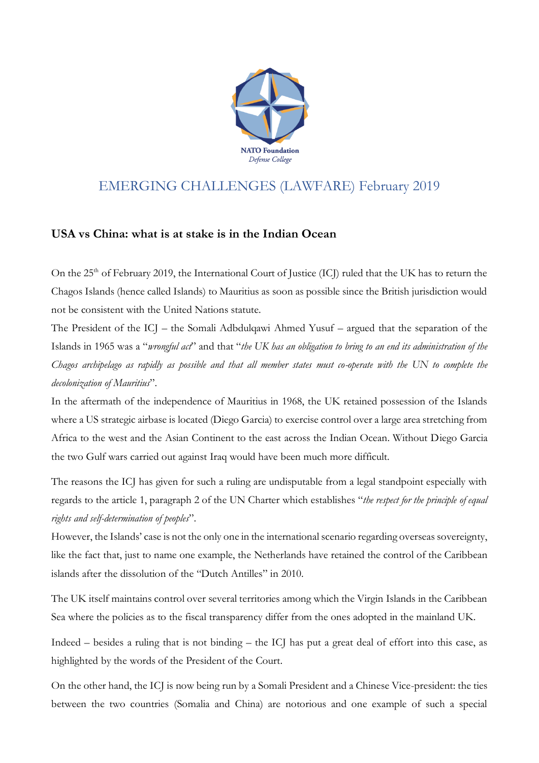NATO Foundation
*Defense College*

# EMERGING CHALLENGES (LAWFARE) February 2019

## USA vs China: what is at stake is in the Indian Ocean

On the 25th of February 2019, the International Court of Justice (ICJ) ruled that the UK has to return the Chagos Islands (hence called Islands) to Mauritius as soon as possible since the British jurisdiction would not be consistent with the United Nations statute.

The President of the ICJ – the Somali Adbdulqawi Ahmed Yusuf – argued that the separation of the Islands in 1965 was a "*wrongful act*" and that "*the UK has an obligation to bring to an end its administration of the Chagos archipelago as rapidly as possible and that all member states must co-operate with the UN to complete the decolonization of Mauritius*".

In the aftermath of the independence of Mauritius in 1968, the UK retained possession of the Islands where a US strategic airbase is located (Diego Garcia) to exercise control over a large area stretching from Africa to the west and the Asian Continent to the east across the Indian Ocean. Without Diego Garcia the two Gulf wars carried out against Iraq would have been much more difficult.

The reasons the ICJ has given for such a ruling are undisputable from a legal standpoint especially with regards to the article 1, paragraph 2 of the UN Charter which establishes "*the respect for the principle of equal rights and self-determination of peoples*".

However, the Islands' case is not the only one in the international scenario regarding overseas sovereignty, like the fact that, just to name one example, the Netherlands have retained the control of the Caribbean islands after the dissolution of the "Dutch Antilles" in 2010.

The UK itself maintains control over several territories among which the Virgin Islands in the Caribbean Sea where the policies as to the fiscal transparency differ from the ones adopted in the mainland UK.

Indeed – besides a ruling that is not binding – the ICJ has put a great deal of effort into this case, as highlighted by the words of the President of the Court.

On the other hand, the ICJ is now being run by a Somali President and a Chinese Vice-president: the ties between the two countries (Somalia and China) are notorious and one example of such a special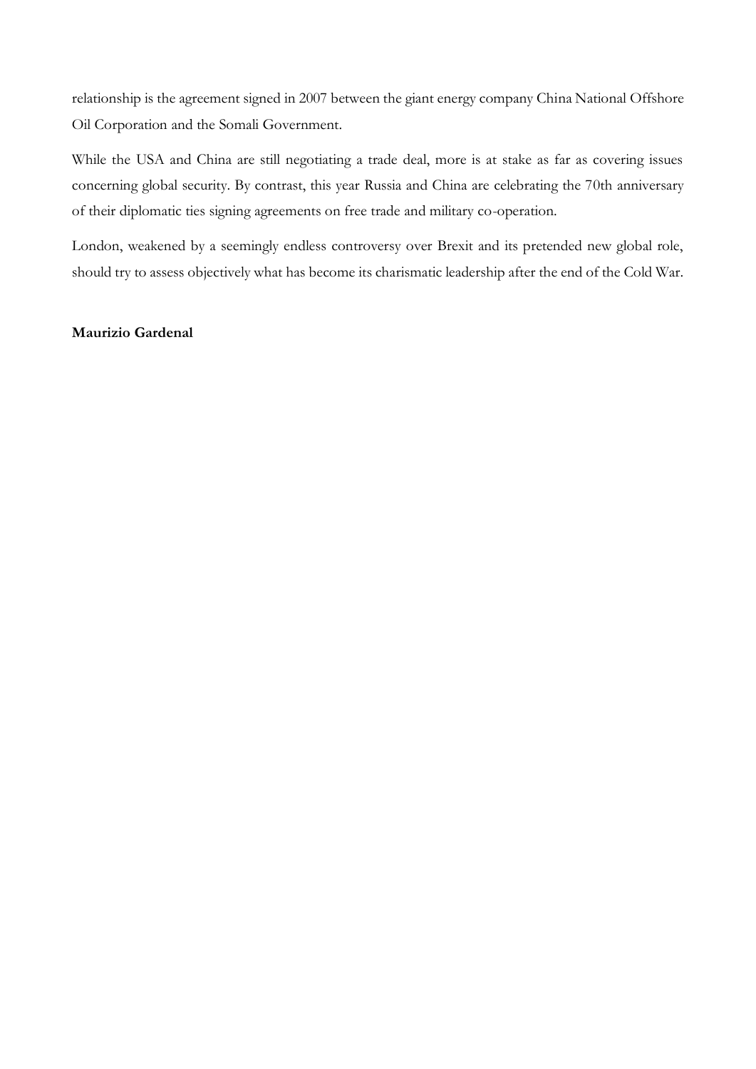relationship is the agreement signed in 2007 between the giant energy company China National Offshore Oil Corporation and the Somali Government.

While the USA and China are still negotiating a trade deal, more is at stake as far as covering issues concerning global security. By contrast, this year Russia and China are celebrating the 70th anniversary of their diplomatic ties signing agreements on free trade and military co-operation.

London, weakened by a seemingly endless controversy over Brexit and its pretended new global role, should try to assess objectively what has become its charismatic leadership after the end of the Cold War.

**Maurizio Gardenal**